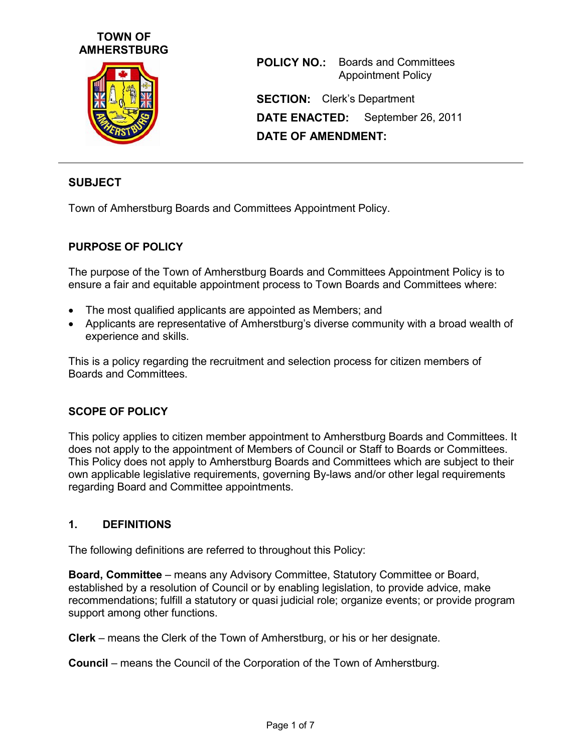**TOWN OF AMHERSTBURG**

**POLICY NO.:** Boards and Committees Appointment Policy

**SECTION:** Clerk's Department

**DATE ENACTED:** September 26, 2011

**DATE OF AMENDMENT:**

---

## SUBJECT

Town of Amherstburg Boards and Committees Appointment Policy.

## PURPOSE OF POLICY

The purpose of the Town of Amherstburg Boards and Committees Appointment Policy is to ensure a fair and equitable appointment process to Town Boards and Committees where:

- The most qualified applicants are appointed as Members; and
- Applicants are representative of Amherstburg's diverse community with a broad wealth of experience and skills.

This is a policy regarding the recruitment and selection process for citizen members of Boards and Committees.

## SCOPE OF POLICY

This policy applies to citizen member appointment to Amherstburg Boards and Committees. It does not apply to the appointment of Members of Council or Staff to Boards or Committees. This Policy does not apply to Amherstburg Boards and Committees which are subject to their own applicable legislative requirements, governing By-laws and/or other legal requirements regarding Board and Committee appointments.

## 1. DEFINITIONS

The following definitions are referred to throughout this Policy:

**Board, Committee** – means any Advisory Committee, Statutory Committee or Board, established by a resolution of Council or by enabling legislation, to provide advice, make recommendations; fulfill a statutory or quasi judicial role; organize events; or provide program support among other functions.

**Clerk** – means the Clerk of the Town of Amherstburg, or his or her designate.

**Council** – means the Council of the Corporation of the Town of Amherstburg.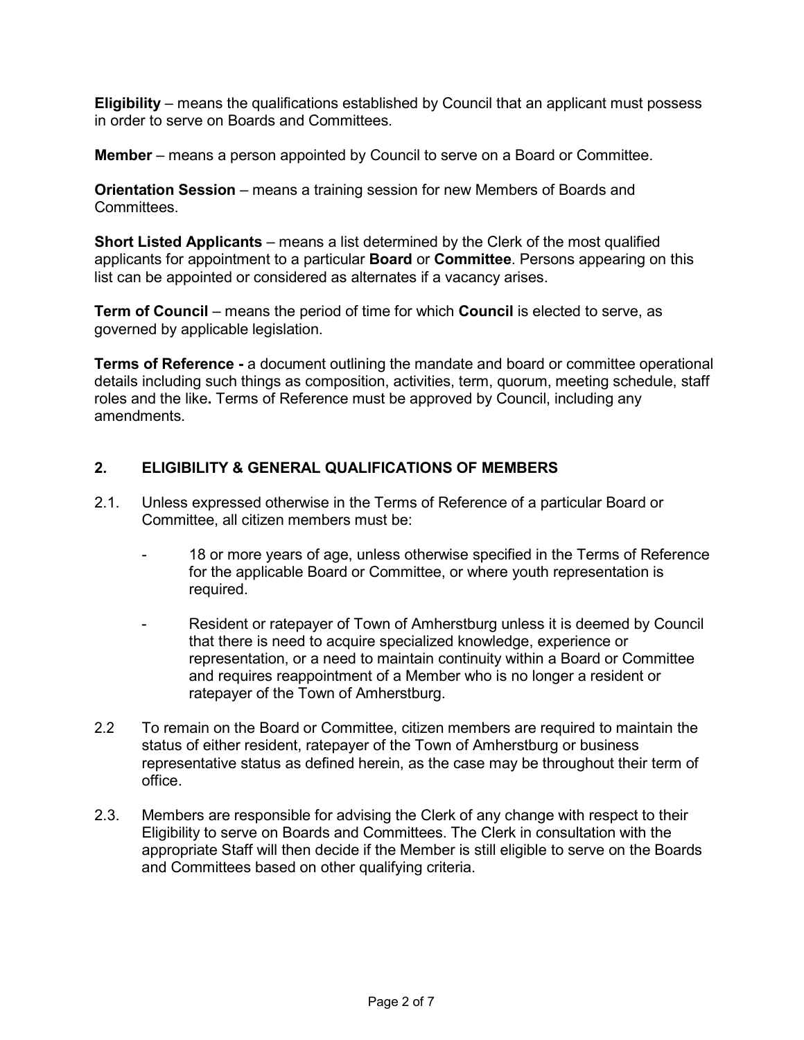**Eligibility** – means the qualifications established by Council that an applicant must possess in order to serve on Boards and Committees.

**Member** – means a person appointed by Council to serve on a Board or Committee.

**Orientation Session** – means a training session for new Members of Boards and Committees.

**Short Listed Applicants** – means a list determined by the Clerk of the most qualified applicants for appointment to a particular **Board** or **Committee**. Persons appearing on this list can be appointed or considered as alternates if a vacancy arises.

**Term of Council** – means the period of time for which **Council** is elected to serve, as governed by applicable legislation.

**Terms of Reference -** a document outlining the mandate and board or committee operational details including such things as composition, activities, term, quorum, meeting schedule, staff roles and the like**.** Terms of Reference must be approved by Council, including any amendments.

## 2. ELIGIBILITY & GENERAL QUALIFICATIONS OF MEMBERS

2.1. Unless expressed otherwise in the Terms of Reference of a particular Board or Committee, all citizen members must be:

- 18 or more years of age, unless otherwise specified in the Terms of Reference for the applicable Board or Committee, or where youth representation is required.
- Resident or ratepayer of Town of Amherstburg unless it is deemed by Council that there is need to acquire specialized knowledge, experience or representation, or a need to maintain continuity within a Board or Committee and requires reappointment of a Member who is no longer a resident or ratepayer of the Town of Amherstburg.

2.2 To remain on the Board or Committee, citizen members are required to maintain the status of either resident, ratepayer of the Town of Amherstburg or business representative status as defined herein, as the case may be throughout their term of office.

2.3. Members are responsible for advising the Clerk of any change with respect to their Eligibility to serve on Boards and Committees. The Clerk in consultation with the appropriate Staff will then decide if the Member is still eligible to serve on the Boards and Committees based on other qualifying criteria.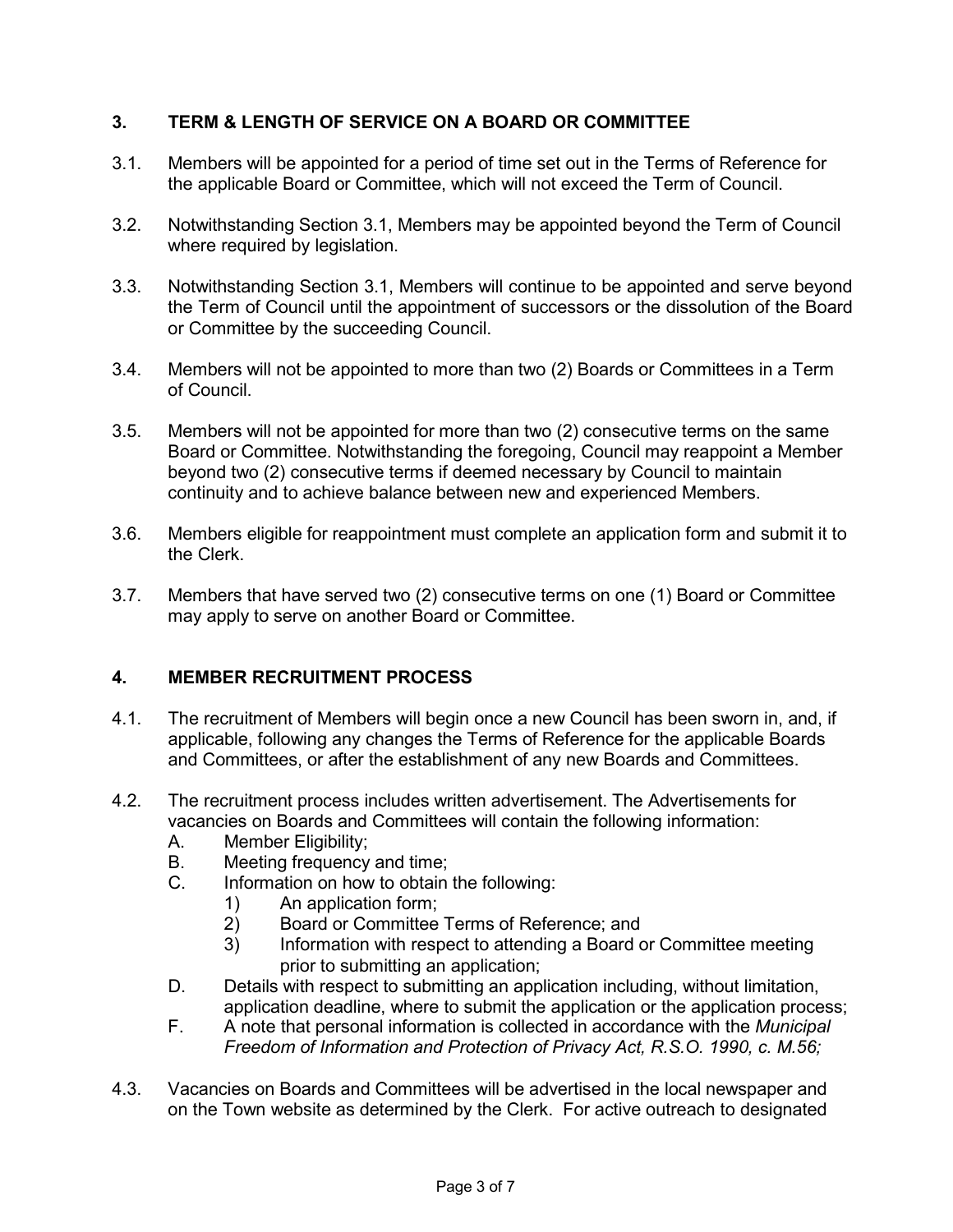## 3. TERM & LENGTH OF SERVICE ON A BOARD OR COMMITTEE

3.1. Members will be appointed for a period of time set out in the Terms of Reference for the applicable Board or Committee, which will not exceed the Term of Council.

3.2. Notwithstanding Section 3.1, Members may be appointed beyond the Term of Council where required by legislation.

3.3. Notwithstanding Section 3.1, Members will continue to be appointed and serve beyond the Term of Council until the appointment of successors or the dissolution of the Board or Committee by the succeeding Council.

3.4. Members will not be appointed to more than two (2) Boards or Committees in a Term of Council.

3.5. Members will not be appointed for more than two (2) consecutive terms on the same Board or Committee. Notwithstanding the foregoing, Council may reappoint a Member beyond two (2) consecutive terms if deemed necessary by Council to maintain continuity and to achieve balance between new and experienced Members.

3.6. Members eligible for reappointment must complete an application form and submit it to the Clerk.

3.7. Members that have served two (2) consecutive terms on one (1) Board or Committee may apply to serve on another Board or Committee.

## 4. MEMBER RECRUITMENT PROCESS

4.1. The recruitment of Members will begin once a new Council has been sworn in, and, if applicable, following any changes the Terms of Reference for the applicable Boards and Committees, or after the establishment of any new Boards and Committees.

4.2. The recruitment process includes written advertisement. The Advertisements for vacancies on Boards and Committees will contain the following information:

- A. Member Eligibility;
- B. Meeting frequency and time;
- C. Information on how to obtain the following:
  - 1) An application form;
  - 2) Board or Committee Terms of Reference; and
  - 3) Information with respect to attending a Board or Committee meeting prior to submitting an application;
- D. Details with respect to submitting an application including, without limitation, application deadline, where to submit the application or the application process;
- F. A note that personal information is collected in accordance with the *Municipal Freedom of Information and Protection of Privacy Act, R.S.O. 1990, c. M.56;*

4.3. Vacancies on Boards and Committees will be advertised in the local newspaper and on the Town website as determined by the Clerk. For active outreach to designated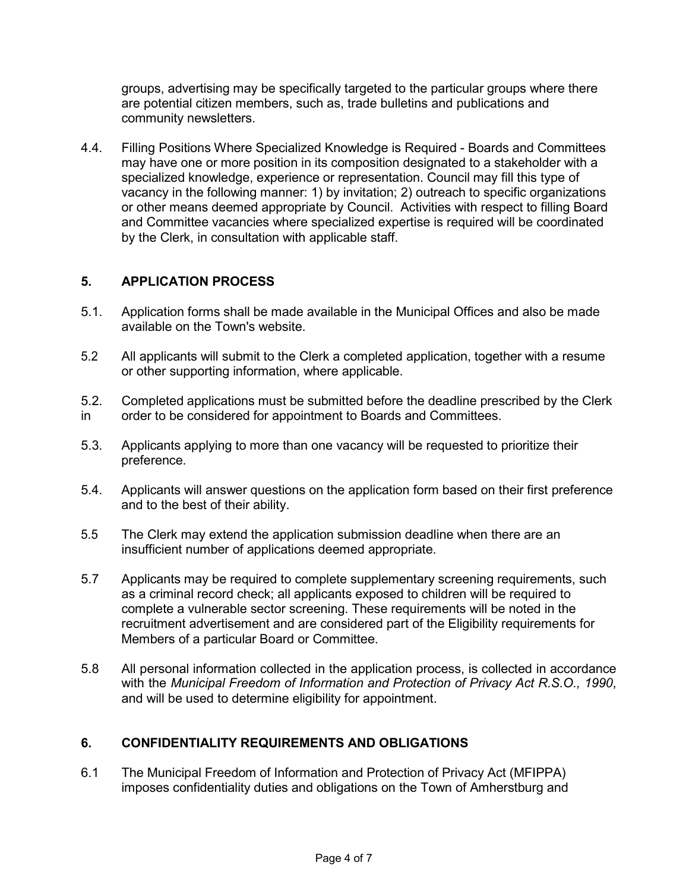groups, advertising may be specifically targeted to the particular groups where there are potential citizen members, such as, trade bulletins and publications and community newsletters.

4.4. Filling Positions Where Specialized Knowledge is Required - Boards and Committees may have one or more position in its composition designated to a stakeholder with a specialized knowledge, experience or representation. Council may fill this type of vacancy in the following manner: 1) by invitation; 2) outreach to specific organizations or other means deemed appropriate by Council. Activities with respect to filling Board and Committee vacancies where specialized expertise is required will be coordinated by the Clerk, in consultation with applicable staff.

## 5. APPLICATION PROCESS

5.1. Application forms shall be made available in the Municipal Offices and also be made available on the Town's website.

5.2 All applicants will submit to the Clerk a completed application, together with a resume or other supporting information, where applicable.

5.2. Completed applications must be submitted before the deadline prescribed by the Clerk in order to be considered for appointment to Boards and Committees.

5.3. Applicants applying to more than one vacancy will be requested to prioritize their preference.

5.4. Applicants will answer questions on the application form based on their first preference and to the best of their ability.

5.5 The Clerk may extend the application submission deadline when there are an insufficient number of applications deemed appropriate.

5.7 Applicants may be required to complete supplementary screening requirements, such as a criminal record check; all applicants exposed to children will be required to complete a vulnerable sector screening. These requirements will be noted in the recruitment advertisement and are considered part of the Eligibility requirements for Members of a particular Board or Committee.

5.8 All personal information collected in the application process, is collected in accordance with the *Municipal Freedom of Information and Protection of Privacy Act R.S.O., 1990*, and will be used to determine eligibility for appointment.

## 6. CONFIDENTIALITY REQUIREMENTS AND OBLIGATIONS

6.1 The Municipal Freedom of Information and Protection of Privacy Act (MFIPPA) imposes confidentiality duties and obligations on the Town of Amherstburg and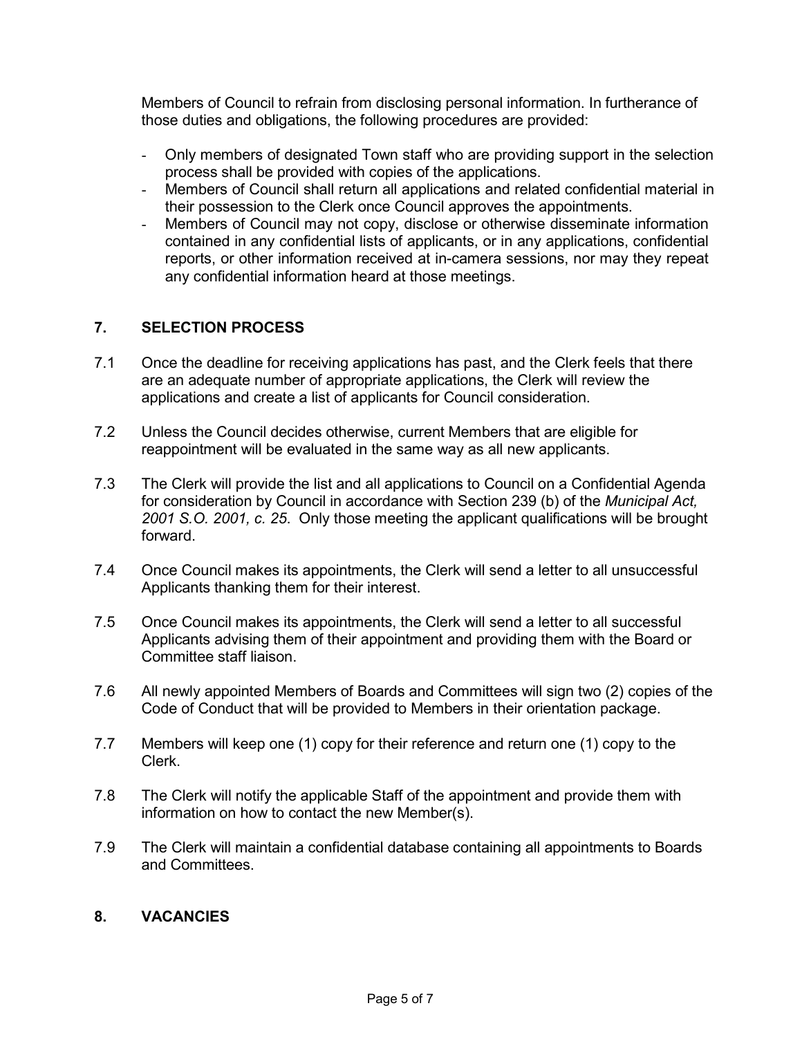Members of Council to refrain from disclosing personal information. In furtherance of those duties and obligations, the following procedures are provided:

- Only members of designated Town staff who are providing support in the selection process shall be provided with copies of the applications.
- Members of Council shall return all applications and related confidential material in their possession to the Clerk once Council approves the appointments.
- Members of Council may not copy, disclose or otherwise disseminate information contained in any confidential lists of applicants, or in any applications, confidential reports, or other information received at in-camera sessions, nor may they repeat any confidential information heard at those meetings.

## 7. SELECTION PROCESS

7.1 Once the deadline for receiving applications has past, and the Clerk feels that there are an adequate number of appropriate applications, the Clerk will review the applications and create a list of applicants for Council consideration.

7.2 Unless the Council decides otherwise, current Members that are eligible for reappointment will be evaluated in the same way as all new applicants.

7.3 The Clerk will provide the list and all applications to Council on a Confidential Agenda for consideration by Council in accordance with Section 239 (b) of the *Municipal Act, 2001 S.O. 2001, c. 25*. Only those meeting the applicant qualifications will be brought forward.

7.4 Once Council makes its appointments, the Clerk will send a letter to all unsuccessful Applicants thanking them for their interest.

7.5 Once Council makes its appointments, the Clerk will send a letter to all successful Applicants advising them of their appointment and providing them with the Board or Committee staff liaison.

7.6 All newly appointed Members of Boards and Committees will sign two (2) copies of the Code of Conduct that will be provided to Members in their orientation package.

7.7 Members will keep one (1) copy for their reference and return one (1) copy to the Clerk.

7.8 The Clerk will notify the applicable Staff of the appointment and provide them with information on how to contact the new Member(s).

7.9 The Clerk will maintain a confidential database containing all appointments to Boards and Committees.

## 8. VACANCIES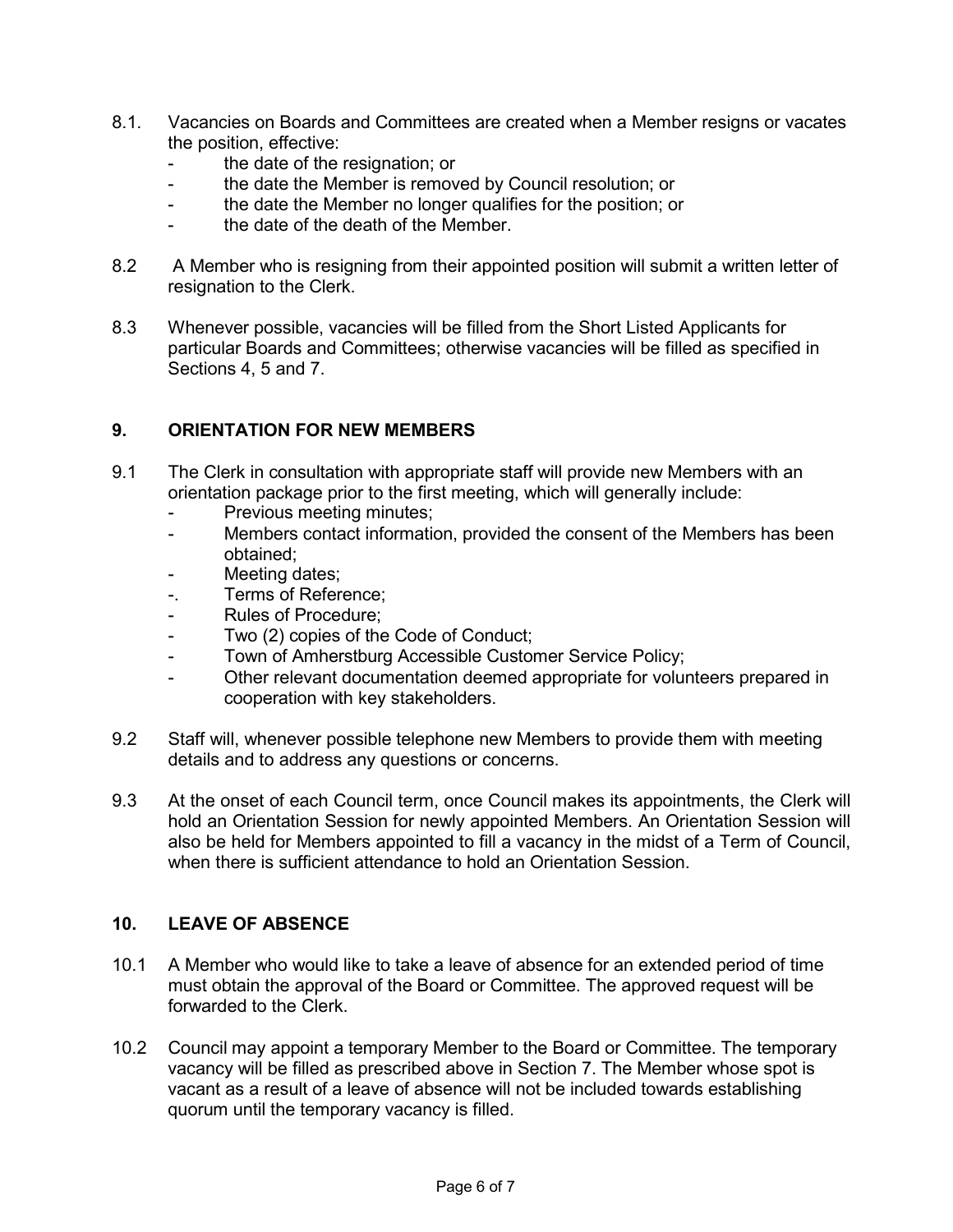8.1. Vacancies on Boards and Committees are created when a Member resigns or vacates the position, effective:
- the date of the resignation; or
- the date the Member is removed by Council resolution; or
- the date the Member no longer qualifies for the position; or
- the date of the death of the Member.

8.2 A Member who is resigning from their appointed position will submit a written letter of resignation to the Clerk.

8.3 Whenever possible, vacancies will be filled from the Short Listed Applicants for particular Boards and Committees; otherwise vacancies will be filled as specified in Sections 4, 5 and 7.

## 9. ORIENTATION FOR NEW MEMBERS

9.1 The Clerk in consultation with appropriate staff will provide new Members with an orientation package prior to the first meeting, which will generally include:
- Previous meeting minutes;
- Members contact information, provided the consent of the Members has been obtained;
- Meeting dates;
- Terms of Reference;
- Rules of Procedure;
- Two (2) copies of the Code of Conduct;
- Town of Amherstburg Accessible Customer Service Policy;
- Other relevant documentation deemed appropriate for volunteers prepared in cooperation with key stakeholders.

9.2 Staff will, whenever possible telephone new Members to provide them with meeting details and to address any questions or concerns.

9.3 At the onset of each Council term, once Council makes its appointments, the Clerk will hold an Orientation Session for newly appointed Members. An Orientation Session will also be held for Members appointed to fill a vacancy in the midst of a Term of Council, when there is sufficient attendance to hold an Orientation Session.

## 10. LEAVE OF ABSENCE

10.1 A Member who would like to take a leave of absence for an extended period of time must obtain the approval of the Board or Committee. The approved request will be forwarded to the Clerk.

10.2 Council may appoint a temporary Member to the Board or Committee. The temporary vacancy will be filled as prescribed above in Section 7. The Member whose spot is vacant as a result of a leave of absence will not be included towards establishing quorum until the temporary vacancy is filled.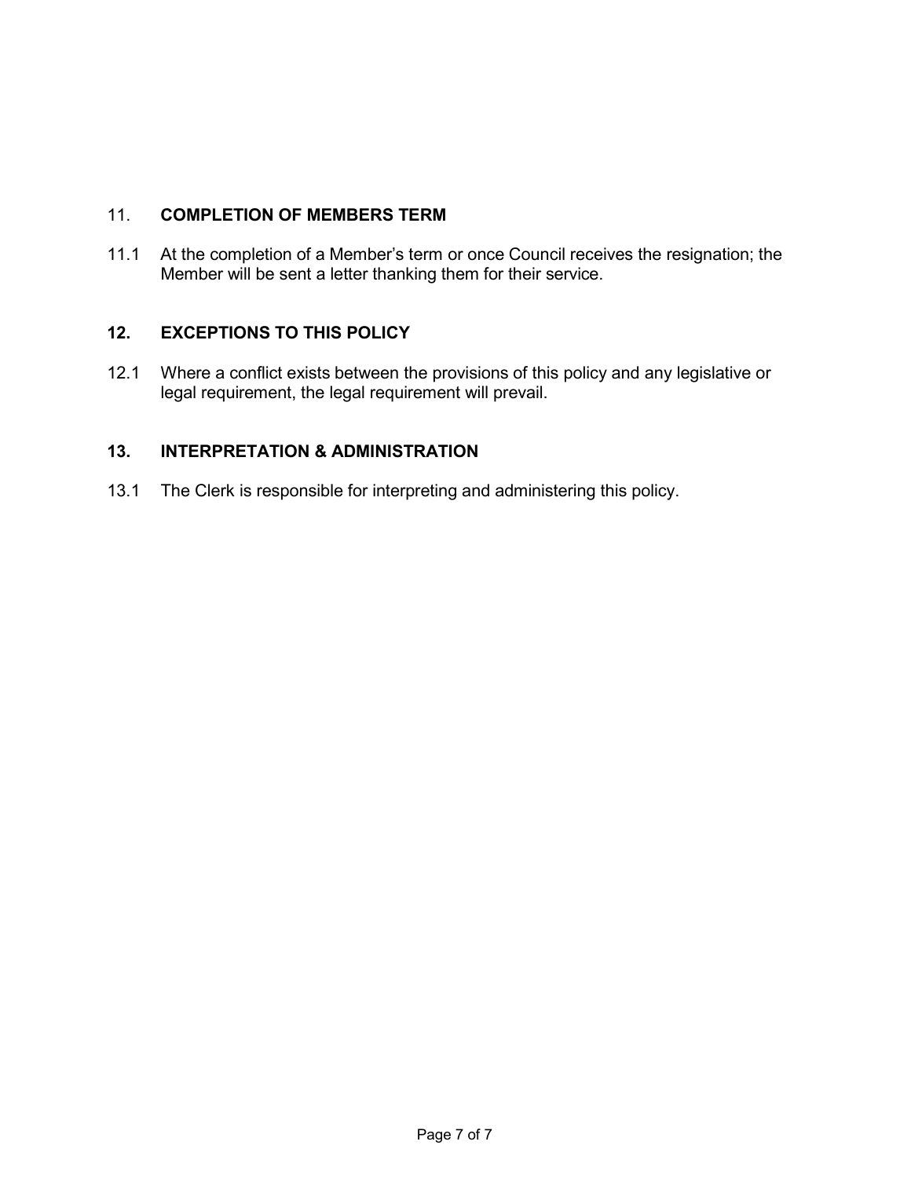## 11. **COMPLETION OF MEMBERS TERM**

11.1 At the completion of a Member's term or once Council receives the resignation; the Member will be sent a letter thanking them for their service.

## **12. EXCEPTIONS TO THIS POLICY**

12.1 Where a conflict exists between the provisions of this policy and any legislative or legal requirement, the legal requirement will prevail.

## **13. INTERPRETATION & ADMINISTRATION**

13.1 The Clerk is responsible for interpreting and administering this policy.